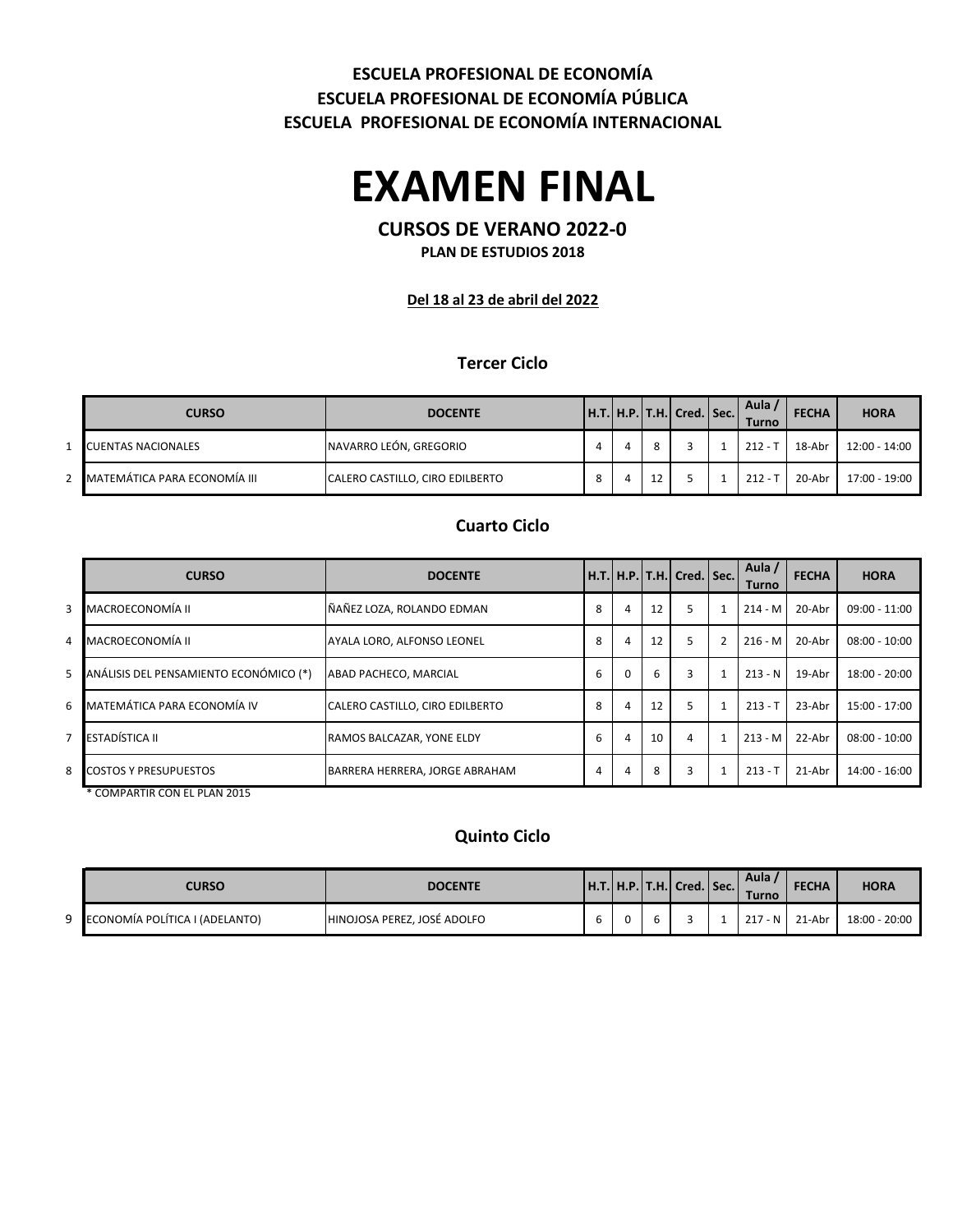**ESCUELA PROFESIONAL DE ECONOMÍA**
**ESCUELA PROFESIONAL DE ECONOMÍA PÚBLICA**
**ESCUELA PROFESIONAL DE ECONOMÍA INTERNACIONAL**

# EXAMEN FINAL

### CURSOS DE VERANO 2022-0

**PLAN DE ESTUDIOS 2018**

**Del 18 al 23 de abril del 2022**

## Tercer Ciclo

| | CURSO | DOCENTE | H.T. | H.P. | T.H. | Cred. | Sec. | Aula / Turno | FECHA | HORA |
|---|---|---|---|---|---|---|---|---|---|---|
| 1 | CUENTAS NACIONALES | NAVARRO LEÓN, GREGORIO | 4 | 4 | 8 | 3 | 1 | 212 - T | 18-Abr | 12:00 - 14:00 |
| 2 | MATEMÁTICA PARA ECONOMÍA III | CALERO CASTILLO, CIRO EDILBERTO | 8 | 4 | 12 | 5 | 1 | 212 - T | 20-Abr | 17:00 - 19:00 |

## Cuarto Ciclo

| | CURSO | DOCENTE | H.T. | H.P. | T.H. | Cred. | Sec. | Aula / Turno | FECHA | HORA |
|---|---|---|---|---|---|---|---|---|---|---|
| 3 | MACROECONOMÍA II | ÑAÑEZ LOZA, ROLANDO EDMAN | 8 | 4 | 12 | 5 | 1 | 214 - M | 20-Abr | 09:00 - 11:00 |
| 4 | MACROECONOMÍA II | AYALA LORO, ALFONSO LEONEL | 8 | 4 | 12 | 5 | 2 | 216 - M | 20-Abr | 08:00 - 10:00 |
| 5 | ANÁLISIS DEL PENSAMIENTO ECONÓMICO (*) | ABAD PACHECO, MARCIAL | 6 | 0 | 6 | 3 | 1 | 213 - N | 19-Abr | 18:00 - 20:00 |
| 6 | MATEMÁTICA PARA ECONOMÍA IV | CALERO CASTILLO, CIRO EDILBERTO | 8 | 4 | 12 | 5 | 1 | 213 - T | 23-Abr | 15:00 - 17:00 |
| 7 | ESTADÍSTICA II | RAMOS BALCAZAR, YONE ELDY | 6 | 4 | 10 | 4 | 1 | 213 - M | 22-Abr | 08:00 - 10:00 |
| 8 | COSTOS Y PRESUPUESTOS | BARRERA HERRERA, JORGE ABRAHAM | 4 | 4 | 8 | 3 | 1 | 213 - T | 21-Abr | 14:00 - 16:00 |

\* COMPARTIR CON EL PLAN 2015

## Quinto Ciclo

| | CURSO | DOCENTE | H.T. | H.P. | T.H. | Cred. | Sec. | Aula / Turno | FECHA | HORA |
|---|---|---|---|---|---|---|---|---|---|---|
| 9 | ECONOMÍA POLÍTICA I (ADELANTO) | HINOJOSA PEREZ, JOSÉ ADOLFO | 6 | 0 | 6 | 3 | 1 | 217 - N | 21-Abr | 18:00 - 20:00 |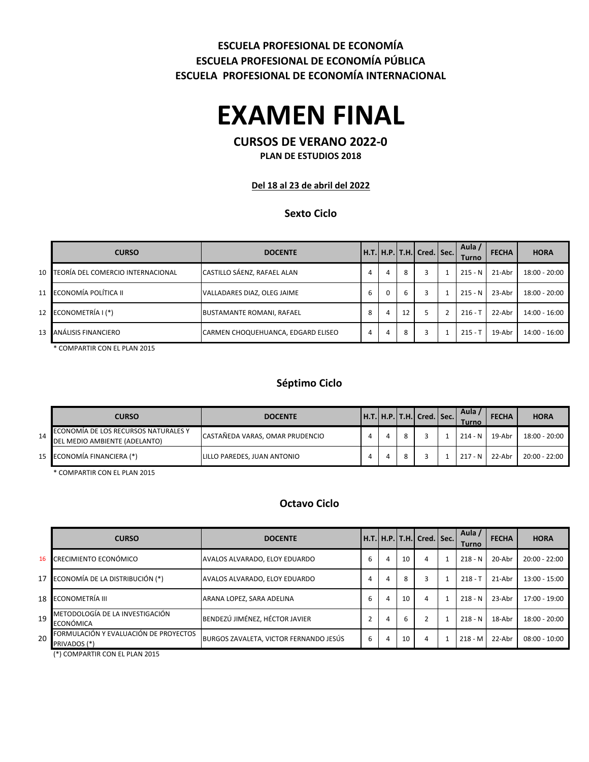**ESCUELA PROFESIONAL DE ECONOMÍA**
**ESCUELA PROFESIONAL DE ECONOMÍA PÚBLICA**
**ESCUELA PROFESIONAL DE ECONOMÍA INTERNACIONAL**

# EXAMEN FINAL

## CURSOS DE VERANO 2022-0

**PLAN DE ESTUDIOS 2018**

**Del 18 al 23 de abril del 2022**

### Sexto Ciclo

| | CURSO | DOCENTE | H.T. | H.P. | T.H. | Cred. | Sec. | Aula / Turno | FECHA | HORA |
|---|---|---|---|---|---|---|---|---|---|---|
| 10 | TEORÍA DEL COMERCIO INTERNACIONAL | CASTILLO SÁENZ, RAFAEL ALAN | 4 | 4 | 8 | 3 | 1 | 215 - N | 21-Abr | 18:00 - 20:00 |
| 11 | ECONOMÍA POLÍTICA II | VALLADARES DIAZ, OLEG JAIME | 6 | 0 | 6 | 3 | 1 | 215 - N | 23-Abr | 18:00 - 20:00 |
| 12 | ECONOMETRÍA I (*) | BUSTAMANTE ROMANI, RAFAEL | 8 | 4 | 12 | 5 | 2 | 216 - T | 22-Abr | 14:00 - 16:00 |
| 13 | ANÁLISIS FINANCIERO | CARMEN CHOQUEHUANCA, EDGARD ELISEO | 4 | 4 | 8 | 3 | 1 | 215 - T | 19-Abr | 14:00 - 16:00 |

* COMPARTIR CON EL PLAN 2015

### Séptimo Ciclo

| | CURSO | DOCENTE | H.T. | H.P. | T.H. | Cred. | Sec. | Aula / Turno | FECHA | HORA |
|---|---|---|---|---|---|---|---|---|---|---|
| 14 | ECONOMÍA DE LOS RECURSOS NATURALES Y DEL MEDIO AMBIENTE (ADELANTO) | CASTAÑEDA VARAS, OMAR PRUDENCIO | 4 | 4 | 8 | 3 | 1 | 214 - N | 19-Abr | 18:00 - 20:00 |
| 15 | ECONOMÍA FINANCIERA (*) | LILLO PAREDES, JUAN ANTONIO | 4 | 4 | 8 | 3 | 1 | 217 - N | 22-Abr | 20:00 - 22:00 |

* COMPARTIR CON EL PLAN 2015

### Octavo Ciclo

| | CURSO | DOCENTE | H.T. | H.P. | T.H. | Cred. | Sec. | Aula / Turno | FECHA | HORA |
|---|---|---|---|---|---|---|---|---|---|---|
| 16 | CRECIMIENTO ECONÓMICO | AVALOS ALVARADO, ELOY EDUARDO | 6 | 4 | 10 | 4 | 1 | 218 - N | 20-Abr | 20:00 - 22:00 |
| 17 | ECONOMÍA DE LA DISTRIBUCIÓN (*) | AVALOS ALVARADO, ELOY EDUARDO | 4 | 4 | 8 | 3 | 1 | 218 - T | 21-Abr | 13:00 - 15:00 |
| 18 | ECONOMETRÍA III | ARANA LOPEZ, SARA ADELINA | 6 | 4 | 10 | 4 | 1 | 218 - N | 23-Abr | 17:00 - 19:00 |
| 19 | METODOLOGÍA DE LA INVESTIGACIÓN ECONÓMICA | BENDEZÚ JIMÉNEZ, HÉCTOR JAVIER | 2 | 4 | 6 | 2 | 1 | 218 - N | 18-Abr | 18:00 - 20:00 |
| 20 | FORMULACIÓN Y EVALUACIÓN DE PROYECTOS PRIVADOS (*) | BURGOS ZAVALETA, VICTOR FERNANDO JESÚS | 6 | 4 | 10 | 4 | 1 | 218 - M | 22-Abr | 08:00 - 10:00 |

(*) COMPARTIR CON EL PLAN 2015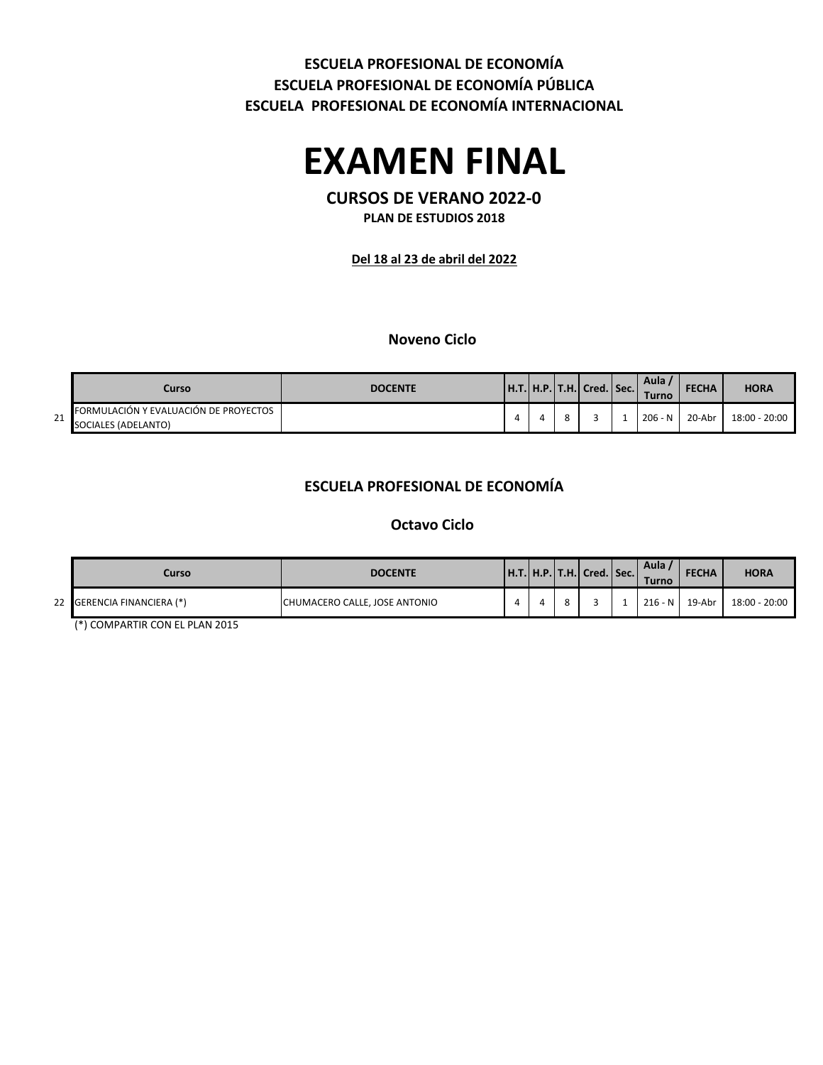**ESCUELA PROFESIONAL DE ECONOMÍA**
**ESCUELA PROFESIONAL DE ECONOMÍA PÚBLICA**
**ESCUELA PROFESIONAL DE ECONOMÍA INTERNACIONAL**

# EXAMEN FINAL

## CURSOS DE VERANO 2022-0

**PLAN DE ESTUDIOS 2018**

**Del 18 al 23 de abril del 2022**

### Noveno Ciclo

| | Curso | DOCENTE | H.T. | H.P. | T.H. | Cred. | Sec. | Aula / Turno | FECHA | HORA |
|---|---|---|---|---|---|---|---|---|---|---|
| 21 | FORMULACIÓN Y EVALUACIÓN DE PROYECTOS SOCIALES (ADELANTO) | | 4 | 4 | 8 | 3 | 1 | 206 - N | 20-Abr | 18:00 - 20:00 |

### ESCUELA PROFESIONAL DE ECONOMÍA

### Octavo Ciclo

| | Curso | DOCENTE | H.T. | H.P. | T.H. | Cred. | Sec. | Aula / Turno | FECHA | HORA |
|---|---|---|---|---|---|---|---|---|---|---|
| 22 | GERENCIA FINANCIERA (*) | CHUMACERO CALLE, JOSE ANTONIO | 4 | 4 | 8 | 3 | 1 | 216 - N | 19-Abr | 18:00 - 20:00 |

(*) COMPARTIR CON EL PLAN 2015